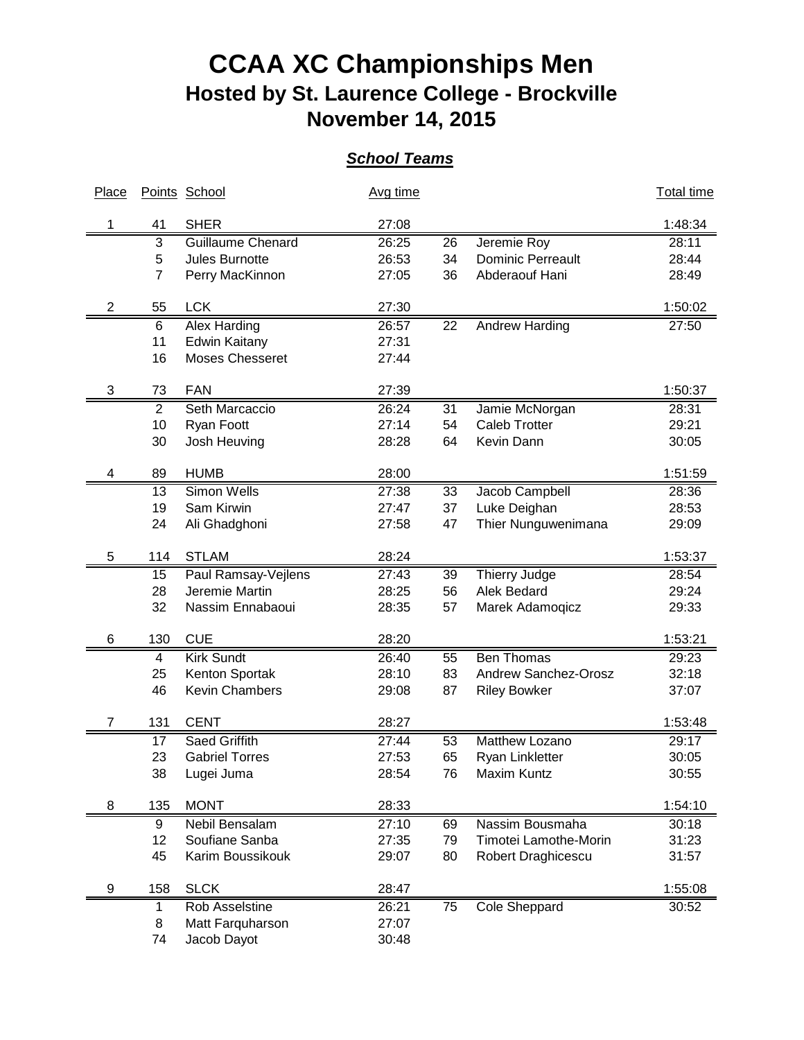# CCAA XC Championships Men

## Hosted by St. Laurence College - Brockville

## November 14, 2015

### ***School Teams***

| Place | Points | School | Avg time | | | Total time |
|---|---|---|---|---|---|---|
| 1 | 41 | SHER | 27:08 | | | 1:48:34 |
| | 3 | Guillaume Chenard | 26:25 | 26 | Jeremie Roy | 28:11 |
| | 5 | Jules Burnotte | 26:53 | 34 | Dominic Perreault | 28:44 |
| | 7 | Perry MacKinnon | 27:05 | 36 | Abderaouf Hani | 28:49 |
| 2 | 55 | LCK | 27:30 | | | 1:50:02 |
| | 6 | Alex Harding | 26:57 | 22 | Andrew Harding | 27:50 |
| | 11 | Edwin Kaitany | 27:31 | | | |
| | 16 | Moses Chesseret | 27:44 | | | |
| 3 | 73 | FAN | 27:39 | | | 1:50:37 |
| | 2 | Seth Marcaccio | 26:24 | 31 | Jamie McNorgan | 28:31 |
| | 10 | Ryan Foott | 27:14 | 54 | Caleb Trotter | 29:21 |
| | 30 | Josh Heuving | 28:28 | 64 | Kevin Dann | 30:05 |
| 4 | 89 | HUMB | 28:00 | | | 1:51:59 |
| | 13 | Simon Wells | 27:38 | 33 | Jacob Campbell | 28:36 |
| | 19 | Sam Kirwin | 27:47 | 37 | Luke Deighan | 28:53 |
| | 24 | Ali Ghadghoni | 27:58 | 47 | Thier Nunguwenimana | 29:09 |
| 5 | 114 | STLAM | 28:24 | | | 1:53:37 |
| | 15 | Paul Ramsay-Vejlens | 27:43 | 39 | Thierry Judge | 28:54 |
| | 28 | Jeremie Martin | 28:25 | 56 | Alek Bedard | 29:24 |
| | 32 | Nassim Ennabaoui | 28:35 | 57 | Marek Adamoqicz | 29:33 |
| 6 | 130 | CUE | 28:20 | | | 1:53:21 |
| | 4 | Kirk Sundt | 26:40 | 55 | Ben Thomas | 29:23 |
| | 25 | Kenton Sportak | 28:10 | 83 | Andrew Sanchez-Orosz | 32:18 |
| | 46 | Kevin Chambers | 29:08 | 87 | Riley Bowker | 37:07 |
| 7 | 131 | CENT | 28:27 | | | 1:53:48 |
| | 17 | Saed Griffith | 27:44 | 53 | Matthew Lozano | 29:17 |
| | 23 | Gabriel Torres | 27:53 | 65 | Ryan Linkletter | 30:05 |
| | 38 | Lugei Juma | 28:54 | 76 | Maxim Kuntz | 30:55 |
| 8 | 135 | MONT | 28:33 | | | 1:54:10 |
| | 9 | Nebil Bensalam | 27:10 | 69 | Nassim Bousmaha | 30:18 |
| | 12 | Soufiane Sanba | 27:35 | 79 | Timotei Lamothe-Morin | 31:23 |
| | 45 | Karim Boussikouk | 29:07 | 80 | Robert Draghicescu | 31:57 |
| 9 | 158 | SLCK | 28:47 | | | 1:55:08 |
| | 1 | Rob Asselstine | 26:21 | 75 | Cole Sheppard | 30:52 |
| | 8 | Matt Farquharson | 27:07 | | | |
| | 74 | Jacob Dayot | 30:48 | | | |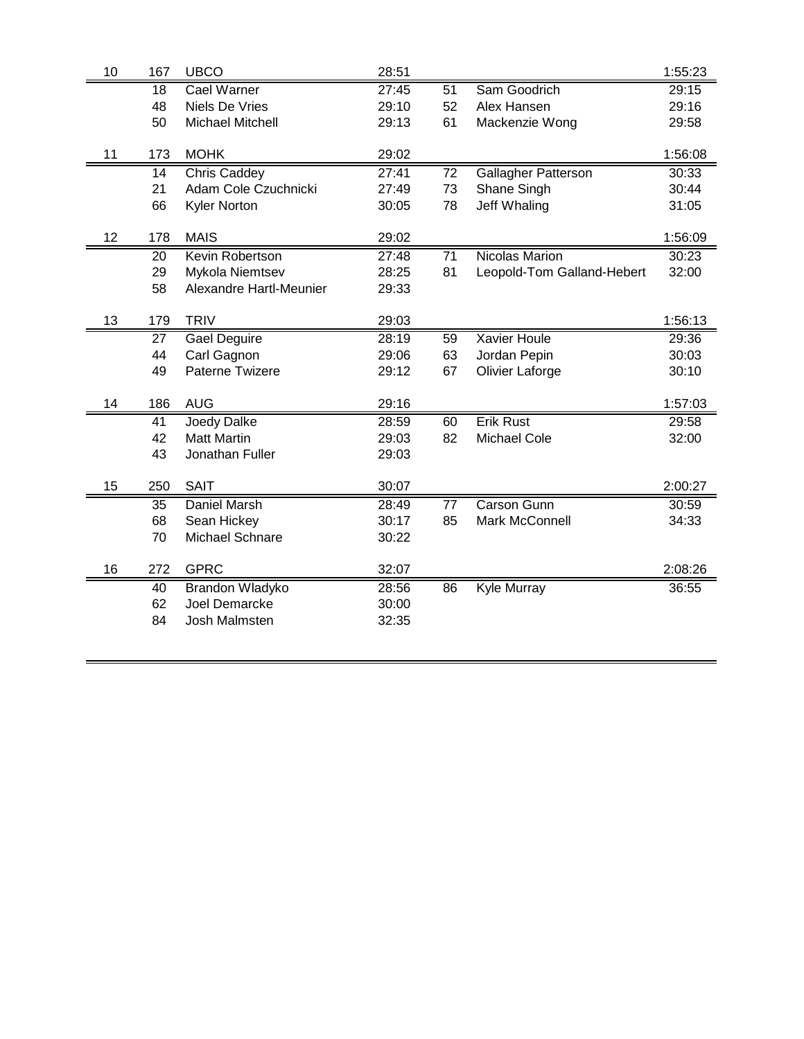| | | | | | | |
|---|---|---|---|---|---|---|
| 10 | 167 | UBCO | 28:51 | | | 1:55:23 |
| | 18 | Cael Warner | 27:45 | 51 | Sam Goodrich | 29:15 |
| | 48 | Niels De Vries | 29:10 | 52 | Alex Hansen | 29:16 |
| | 50 | Michael Mitchell | 29:13 | 61 | Mackenzie Wong | 29:58 |
| 11 | 173 | MOHK | 29:02 | | | 1:56:08 |
| | 14 | Chris Caddey | 27:41 | 72 | Gallagher Patterson | 30:33 |
| | 21 | Adam Cole Czuchnicki | 27:49 | 73 | Shane Singh | 30:44 |
| | 66 | Kyler Norton | 30:05 | 78 | Jeff Whaling | 31:05 |
| 12 | 178 | MAIS | 29:02 | | | 1:56:09 |
| | 20 | Kevin Robertson | 27:48 | 71 | Nicolas Marion | 30:23 |
| | 29 | Mykola Niemtsev | 28:25 | 81 | Leopold-Tom Galland-Hebert | 32:00 |
| | 58 | Alexandre Hartl-Meunier | 29:33 | | | |
| 13 | 179 | TRIV | 29:03 | | | 1:56:13 |
| | 27 | Gael Deguire | 28:19 | 59 | Xavier Houle | 29:36 |
| | 44 | Carl Gagnon | 29:06 | 63 | Jordan Pepin | 30:03 |
| | 49 | Paterne Twizere | 29:12 | 67 | Olivier Laforge | 30:10 |
| 14 | 186 | AUG | 29:16 | | | 1:57:03 |
| | 41 | Joedy Dalke | 28:59 | 60 | Erik Rust | 29:58 |
| | 42 | Matt Martin | 29:03 | 82 | Michael Cole | 32:00 |
| | 43 | Jonathan Fuller | 29:03 | | | |
| 15 | 250 | SAIT | 30:07 | | | 2:00:27 |
| | 35 | Daniel Marsh | 28:49 | 77 | Carson Gunn | 30:59 |
| | 68 | Sean Hickey | 30:17 | 85 | Mark McConnell | 34:33 |
| | 70 | Michael Schnare | 30:22 | | | |
| 16 | 272 | GPRC | 32:07 | | | 2:08:26 |
| | 40 | Brandon Wladyko | 28:56 | 86 | Kyle Murray | 36:55 |
| | 62 | Joel Demarcke | 30:00 | | | |
| | 84 | Josh Malmsten | 32:35 | | | |